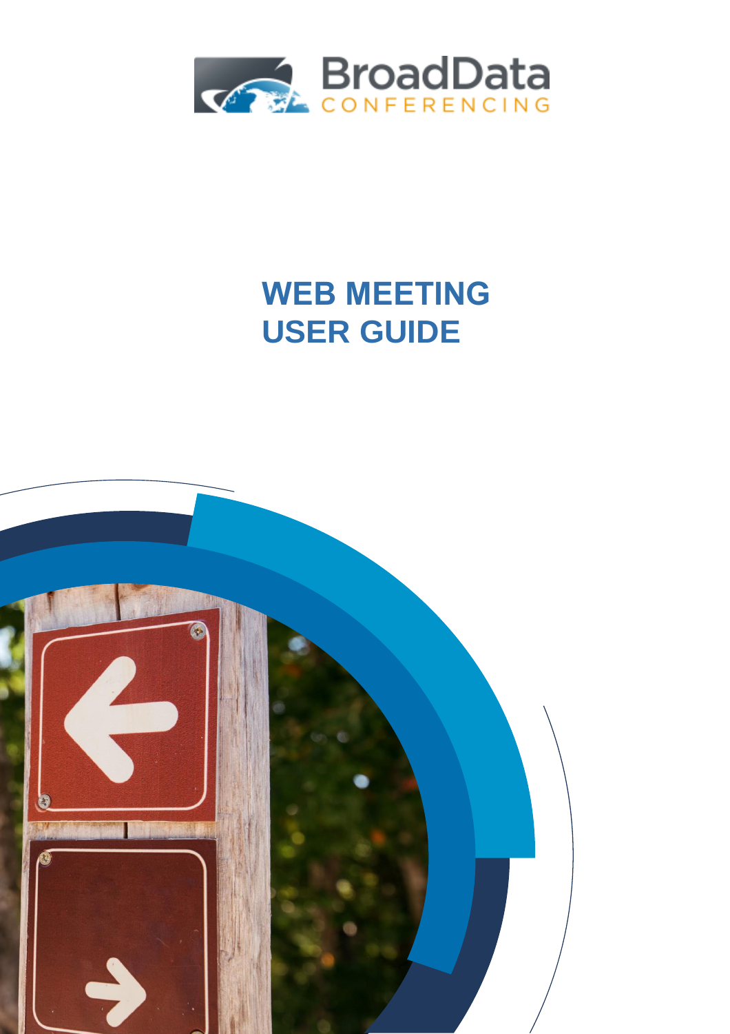BroadData CONFERENCING

# WEB MEETING USER GUIDE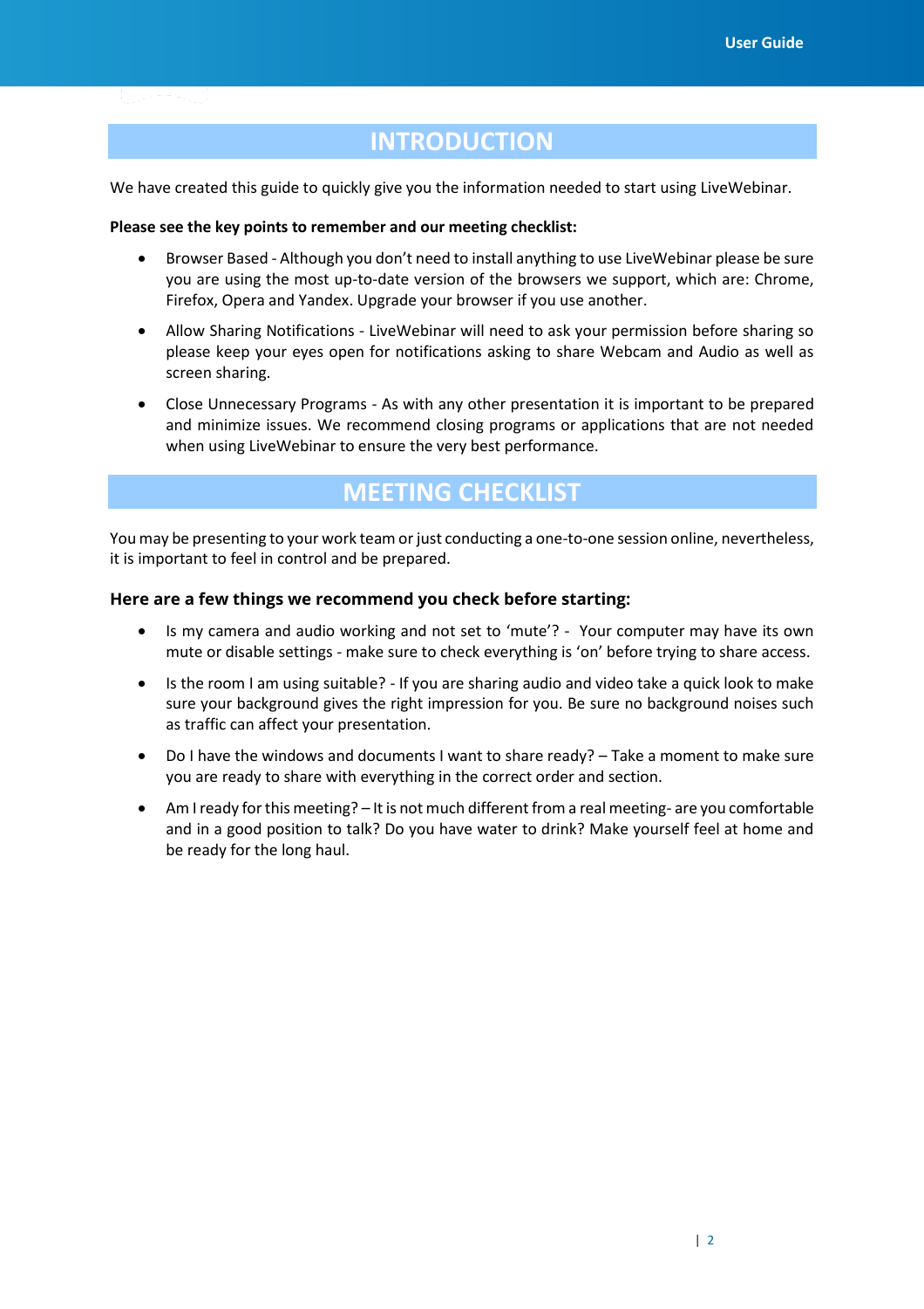# INTRODUCTION

We have created this guide to quickly give you the information needed to start using LiveWebinar.

**Please see the key points to remember and our meeting checklist:**

- Browser Based - Although you don't need to install anything to use LiveWebinar please be sure you are using the most up-to-date version of the browsers we support, which are: Chrome, Firefox, Opera and Yandex. Upgrade your browser if you use another.
- Allow Sharing Notifications - LiveWebinar will need to ask your permission before sharing so please keep your eyes open for notifications asking to share Webcam and Audio as well as screen sharing.
- Close Unnecessary Programs - As with any other presentation it is important to be prepared and minimize issues. We recommend closing programs or applications that are not needed when using LiveWebinar to ensure the very best performance.

# MEETING CHECKLIST

You may be presenting to your work team or just conducting a one-to-one session online, nevertheless, it is important to feel in control and be prepared.

### Here are a few things we recommend you check before starting:

- Is my camera and audio working and not set to 'mute'? - Your computer may have its own mute or disable settings - make sure to check everything is 'on' before trying to share access.
- Is the room I am using suitable? - If you are sharing audio and video take a quick look to make sure your background gives the right impression for you. Be sure no background noises such as traffic can affect your presentation.
- Do I have the windows and documents I want to share ready? – Take a moment to make sure you are ready to share with everything in the correct order and section.
- Am I ready for this meeting? – It is not much different from a real meeting- are you comfortable and in a good position to talk? Do you have water to drink? Make yourself feel at home and be ready for the long haul.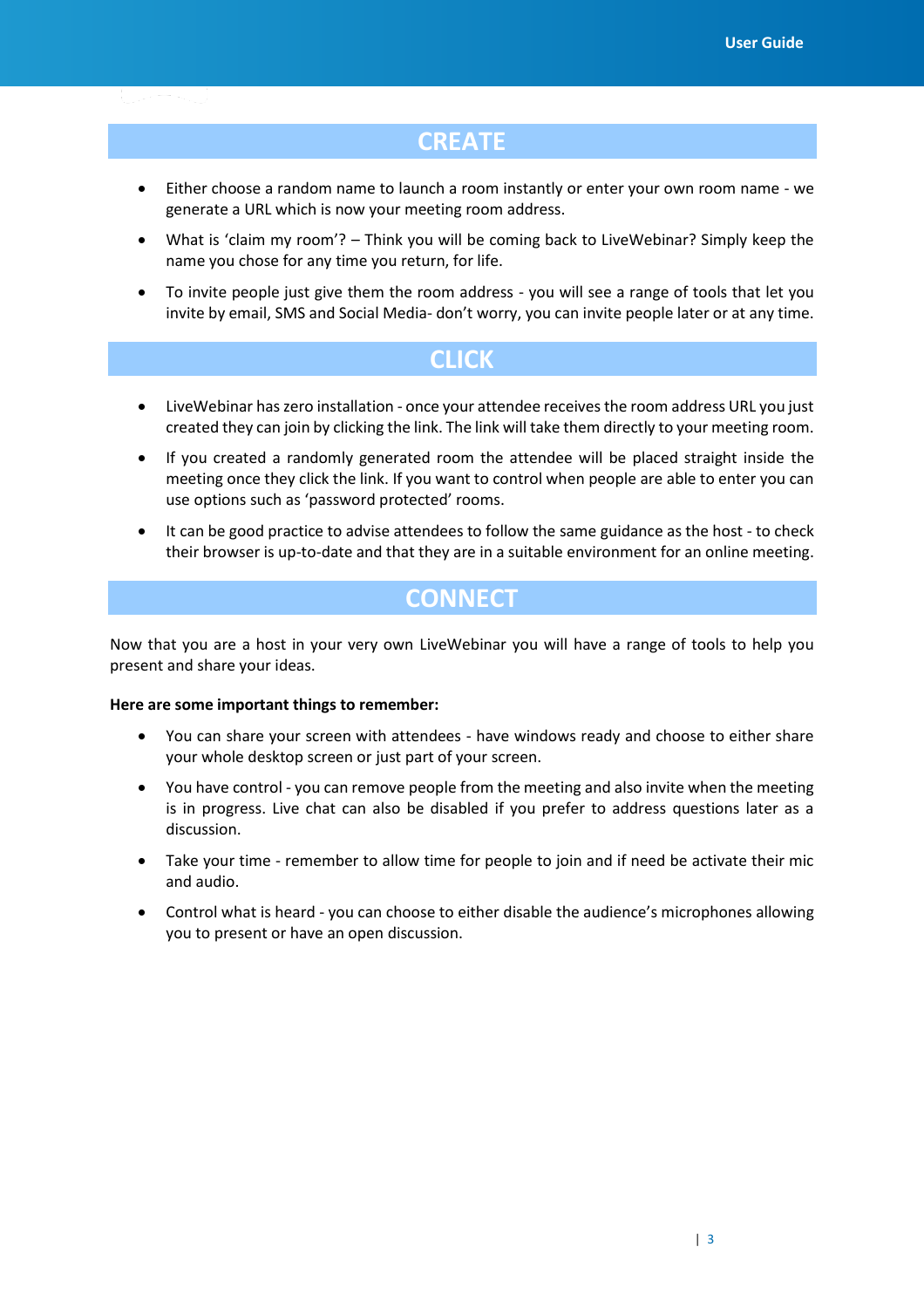## CREATE

- Either choose a random name to launch a room instantly or enter your own room name - we generate a URL which is now your meeting room address.
- What is 'claim my room'? – Think you will be coming back to LiveWebinar? Simply keep the name you chose for any time you return, for life.
- To invite people just give them the room address - you will see a range of tools that let you invite by email, SMS and Social Media- don't worry, you can invite people later or at any time.

## CLICK

- LiveWebinar has zero installation - once your attendee receives the room address URL you just created they can join by clicking the link. The link will take them directly to your meeting room.
- If you created a randomly generated room the attendee will be placed straight inside the meeting once they click the link. If you want to control when people are able to enter you can use options such as 'password protected' rooms.
- It can be good practice to advise attendees to follow the same guidance as the host - to check their browser is up-to-date and that they are in a suitable environment for an online meeting.

## CONNECT

Now that you are a host in your very own LiveWebinar you will have a range of tools to help you present and share your ideas.

**Here are some important things to remember:**

- You can share your screen with attendees - have windows ready and choose to either share your whole desktop screen or just part of your screen.
- You have control - you can remove people from the meeting and also invite when the meeting is in progress. Live chat can also be disabled if you prefer to address questions later as a discussion.
- Take your time - remember to allow time for people to join and if need be activate their mic and audio.
- Control what is heard - you can choose to either disable the audience's microphones allowing you to present or have an open discussion.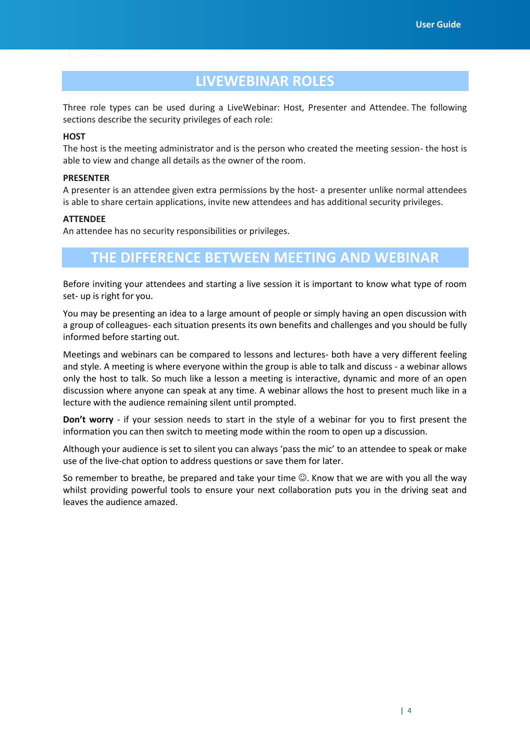# LIVEWEBINAR ROLES

Three role types can be used during a LiveWebinar: Host, Presenter and Attendee. The following sections describe the security privileges of each role:

**HOST**

The host is the meeting administrator and is the person who created the meeting session- the host is able to view and change all details as the owner of the room.

**PRESENTER**

A presenter is an attendee given extra permissions by the host- a presenter unlike normal attendees is able to share certain applications, invite new attendees and has additional security privileges.

**ATTENDEE**

An attendee has no security responsibilities or privileges.

# THE DIFFERENCE BETWEEN MEETING AND WEBINAR

Before inviting your attendees and starting a live session it is important to know what type of room set- up is right for you.

You may be presenting an idea to a large amount of people or simply having an open discussion with a group of colleagues- each situation presents its own benefits and challenges and you should be fully informed before starting out.

Meetings and webinars can be compared to lessons and lectures- both have a very different feeling and style. A meeting is where everyone within the group is able to talk and discuss - a webinar allows only the host to talk. So much like a lesson a meeting is interactive, dynamic and more of an open discussion where anyone can speak at any time. A webinar allows the host to present much like in a lecture with the audience remaining silent until prompted.

**Don't worry** - if your session needs to start in the style of a webinar for you to first present the information you can then switch to meeting mode within the room to open up a discussion.

Although your audience is set to silent you can always 'pass the mic' to an attendee to speak or make use of the live-chat option to address questions or save them for later.

So remember to breathe, be prepared and take your time ☺. Know that we are with you all the way whilst providing powerful tools to ensure your next collaboration puts you in the driving seat and leaves the audience amazed.